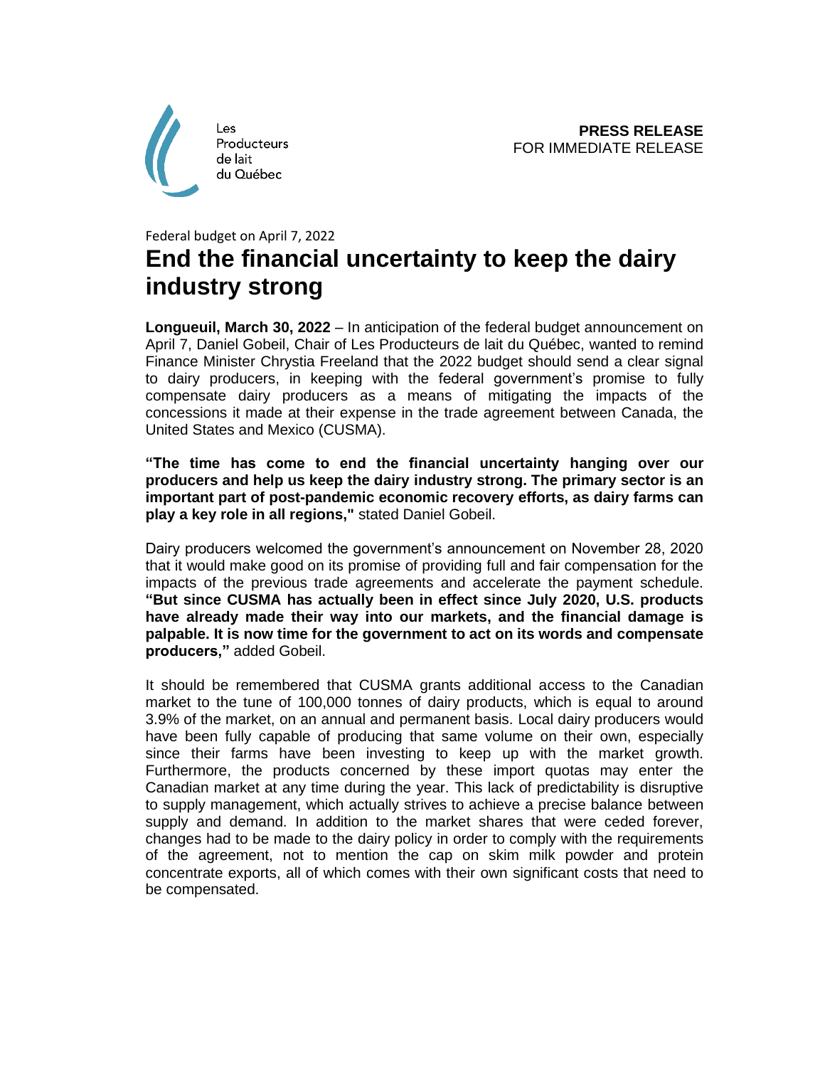Les Producteurs de lait du Québec

**PRESS RELEASE**
FOR IMMEDIATE RELEASE

Federal budget on April 7, 2022

# End the financial uncertainty to keep the dairy industry strong

**Longueuil, March 30, 2022** – In anticipation of the federal budget announcement on April 7, Daniel Gobeil, Chair of Les Producteurs de lait du Québec, wanted to remind Finance Minister Chrystia Freeland that the 2022 budget should send a clear signal to dairy producers, in keeping with the federal government's promise to fully compensate dairy producers as a means of mitigating the impacts of the concessions it made at their expense in the trade agreement between Canada, the United States and Mexico (CUSMA).

**"The time has come to end the financial uncertainty hanging over our producers and help us keep the dairy industry strong. The primary sector is an important part of post-pandemic economic recovery efforts, as dairy farms can play a key role in all regions,"** stated Daniel Gobeil.

Dairy producers welcomed the government's announcement on November 28, 2020 that it would make good on its promise of providing full and fair compensation for the impacts of the previous trade agreements and accelerate the payment schedule. **"But since CUSMA has actually been in effect since July 2020, U.S. products have already made their way into our markets, and the financial damage is palpable. It is now time for the government to act on its words and compensate producers,"** added Gobeil.

It should be remembered that CUSMA grants additional access to the Canadian market to the tune of 100,000 tonnes of dairy products, which is equal to around 3.9% of the market, on an annual and permanent basis. Local dairy producers would have been fully capable of producing that same volume on their own, especially since their farms have been investing to keep up with the market growth. Furthermore, the products concerned by these import quotas may enter the Canadian market at any time during the year. This lack of predictability is disruptive to supply management, which actually strives to achieve a precise balance between supply and demand. In addition to the market shares that were ceded forever, changes had to be made to the dairy policy in order to comply with the requirements of the agreement, not to mention the cap on skim milk powder and protein concentrate exports, all of which comes with their own significant costs that need to be compensated.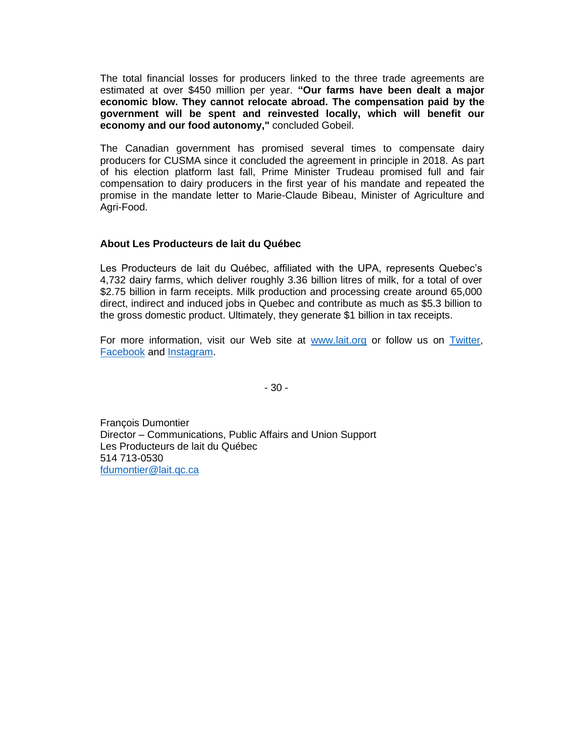The total financial losses for producers linked to the three trade agreements are estimated at over $450 million per year. **"Our farms have been dealt a major economic blow. They cannot relocate abroad. The compensation paid by the government will be spent and reinvested locally, which will benefit our economy and our food autonomy,"** concluded Gobeil.

The Canadian government has promised several times to compensate dairy producers for CUSMA since it concluded the agreement in principle in 2018. As part of his election platform last fall, Prime Minister Trudeau promised full and fair compensation to dairy producers in the first year of his mandate and repeated the promise in the mandate letter to Marie-Claude Bibeau, Minister of Agriculture and Agri-Food.

### About Les Producteurs de lait du Québec

Les Producteurs de lait du Québec, affiliated with the UPA, represents Quebec's 4,732 dairy farms, which deliver roughly 3.36 billion litres of milk, for a total of over $2.75 billion in farm receipts. Milk production and processing create around 65,000 direct, indirect and induced jobs in Quebec and contribute as much as $5.3 billion to the gross domestic product. Ultimately, they generate $1 billion in tax receipts.

For more information, visit our Web site at [www.lait.org](www.lait.org) or follow us on [Twitter](), [Facebook]() and [Instagram]().

- 30 -

François Dumontier
Director – Communications, Public Affairs and Union Support
Les Producteurs de lait du Québec
514 713-0530
[fdumontier@lait.qc.ca](mailto:fdumontier@lait.qc.ca)